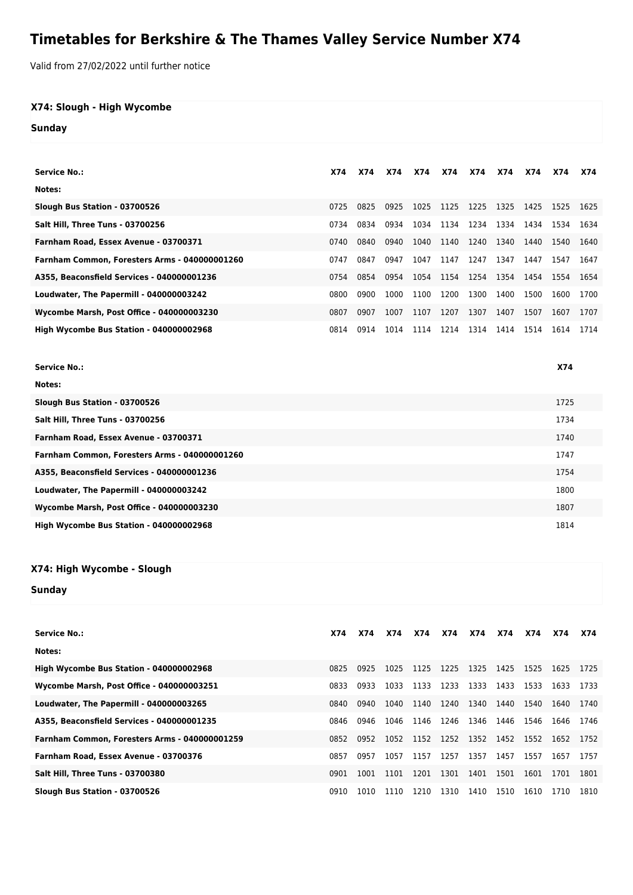# Timetables for Berkshire & The Thames Valley Service Number X74

Valid from 27/02/2022 until further notice

## X74: Slough - High Wycombe

### Sunday

| Service No.: | X74 | X74 | X74 | X74 | X74 | X74 | X74 | X74 | X74 | X74 |
|---|---|---|---|---|---|---|---|---|---|---|
| Notes: | | | | | | | | | | |
| **Slough Bus Station - 03700526** | 0725 | 0825 | 0925 | 1025 | 1125 | 1225 | 1325 | 1425 | 1525 | 1625 |
| **Salt Hill, Three Tuns - 03700256** | 0734 | 0834 | 0934 | 1034 | 1134 | 1234 | 1334 | 1434 | 1534 | 1634 |
| **Farnham Road, Essex Avenue - 03700371** | 0740 | 0840 | 0940 | 1040 | 1140 | 1240 | 1340 | 1440 | 1540 | 1640 |
| **Farnham Common, Foresters Arms - 040000001260** | 0747 | 0847 | 0947 | 1047 | 1147 | 1247 | 1347 | 1447 | 1547 | 1647 |
| **A355, Beaconsfield Services - 040000001236** | 0754 | 0854 | 0954 | 1054 | 1154 | 1254 | 1354 | 1454 | 1554 | 1654 |
| **Loudwater, The Papermill - 040000003242** | 0800 | 0900 | 1000 | 1100 | 1200 | 1300 | 1400 | 1500 | 1600 | 1700 |
| **Wycombe Marsh, Post Office - 040000003230** | 0807 | 0907 | 1007 | 1107 | 1207 | 1307 | 1407 | 1507 | 1607 | 1707 |
| **High Wycombe Bus Station - 040000002968** | 0814 | 0914 | 1014 | 1114 | 1214 | 1314 | 1414 | 1514 | 1614 | 1714 |

| Service No.: | X74 |
|---|---|
| Notes: | |
| **Slough Bus Station - 03700526** | 1725 |
| **Salt Hill, Three Tuns - 03700256** | 1734 |
| **Farnham Road, Essex Avenue - 03700371** | 1740 |
| **Farnham Common, Foresters Arms - 040000001260** | 1747 |
| **A355, Beaconsfield Services - 040000001236** | 1754 |
| **Loudwater, The Papermill - 040000003242** | 1800 |
| **Wycombe Marsh, Post Office - 040000003230** | 1807 |
| **High Wycombe Bus Station - 040000002968** | 1814 |

## X74: High Wycombe - Slough

### Sunday

| Service No.: | X74 | X74 | X74 | X74 | X74 | X74 | X74 | X74 | X74 | X74 |
|---|---|---|---|---|---|---|---|---|---|---|
| Notes: | | | | | | | | | | |
| **High Wycombe Bus Station - 040000002968** | 0825 | 0925 | 1025 | 1125 | 1225 | 1325 | 1425 | 1525 | 1625 | 1725 |
| **Wycombe Marsh, Post Office - 040000003251** | 0833 | 0933 | 1033 | 1133 | 1233 | 1333 | 1433 | 1533 | 1633 | 1733 |
| **Loudwater, The Papermill - 040000003265** | 0840 | 0940 | 1040 | 1140 | 1240 | 1340 | 1440 | 1540 | 1640 | 1740 |
| **A355, Beaconsfield Services - 040000001235** | 0846 | 0946 | 1046 | 1146 | 1246 | 1346 | 1446 | 1546 | 1646 | 1746 |
| **Farnham Common, Foresters Arms - 040000001259** | 0852 | 0952 | 1052 | 1152 | 1252 | 1352 | 1452 | 1552 | 1652 | 1752 |
| **Farnham Road, Essex Avenue - 03700376** | 0857 | 0957 | 1057 | 1157 | 1257 | 1357 | 1457 | 1557 | 1657 | 1757 |
| **Salt Hill, Three Tuns - 03700380** | 0901 | 1001 | 1101 | 1201 | 1301 | 1401 | 1501 | 1601 | 1701 | 1801 |
| **Slough Bus Station - 03700526** | 0910 | 1010 | 1110 | 1210 | 1310 | 1410 | 1510 | 1610 | 1710 | 1810 |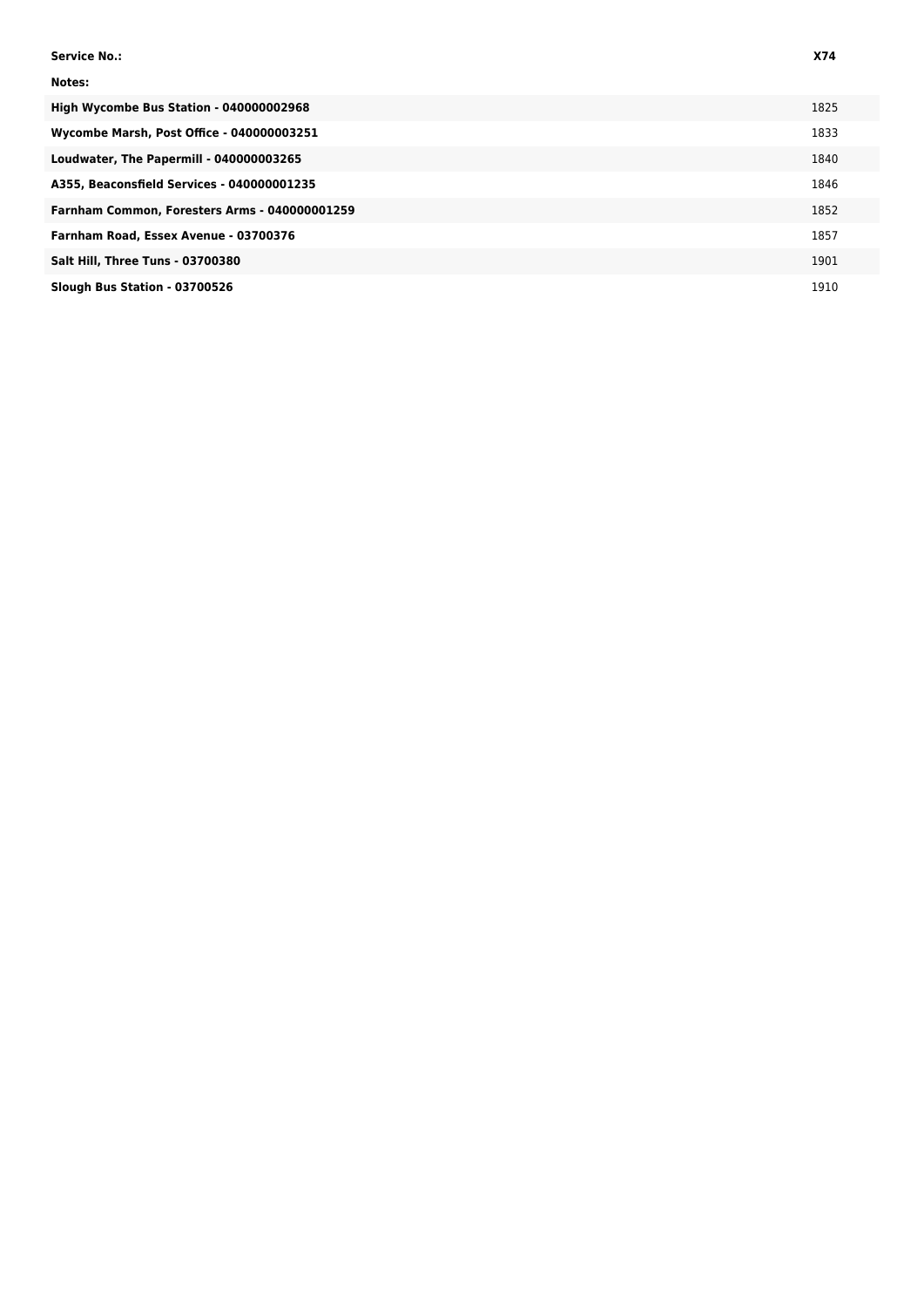| Service No.: | X74 |
| --- | --- |
| Notes: | |
| High Wycombe Bus Station - 040000002968 | 1825 |
| Wycombe Marsh, Post Office - 040000003251 | 1833 |
| Loudwater, The Papermill - 040000003265 | 1840 |
| A355, Beaconsfield Services - 040000001235 | 1846 |
| Farnham Common, Foresters Arms - 040000001259 | 1852 |
| Farnham Road, Essex Avenue - 03700376 | 1857 |
| Salt Hill, Three Tuns - 03700380 | 1901 |
| Slough Bus Station - 03700526 | 1910 |